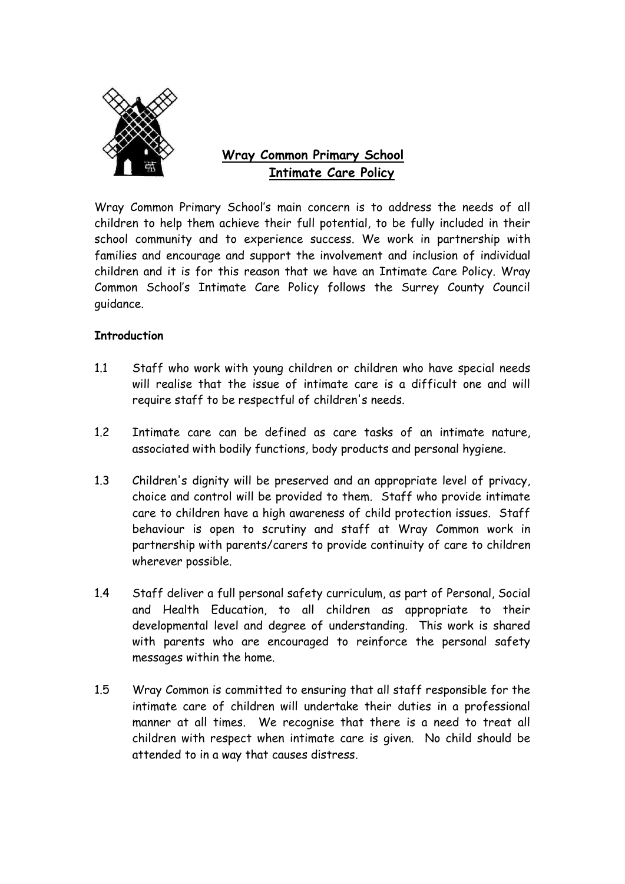# Wray Common Primary School
## Intimate Care Policy

Wray Common Primary School's main concern is to address the needs of all children to help them achieve their full potential, to be fully included in their school community and to experience success. We work in partnership with families and encourage and support the involvement and inclusion of individual children and it is for this reason that we have an Intimate Care Policy. Wray Common School's Intimate Care Policy follows the Surrey County Council guidance.

**Introduction**

1.1 Staff who work with young children or children who have special needs will realise that the issue of intimate care is a difficult one and will require staff to be respectful of children's needs.

1.2 Intimate care can be defined as care tasks of an intimate nature, associated with bodily functions, body products and personal hygiene.

1.3 Children's dignity will be preserved and an appropriate level of privacy, choice and control will be provided to them. Staff who provide intimate care to children have a high awareness of child protection issues. Staff behaviour is open to scrutiny and staff at Wray Common work in partnership with parents/carers to provide continuity of care to children wherever possible.

1.4 Staff deliver a full personal safety curriculum, as part of Personal, Social and Health Education, to all children as appropriate to their developmental level and degree of understanding. This work is shared with parents who are encouraged to reinforce the personal safety messages within the home.

1.5 Wray Common is committed to ensuring that all staff responsible for the intimate care of children will undertake their duties in a professional manner at all times. We recognise that there is a need to treat all children with respect when intimate care is given. No child should be attended to in a way that causes distress.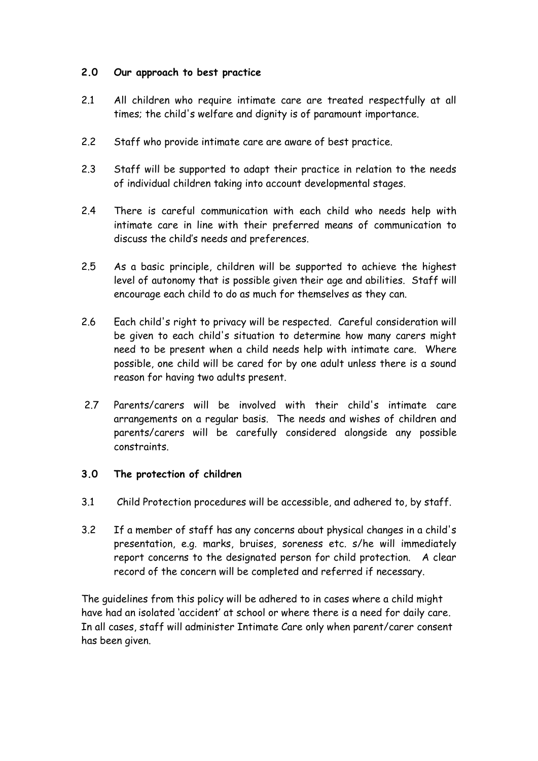## 2.0 Our approach to best practice

2.1 All children who require intimate care are treated respectfully at all times; the child's welfare and dignity is of paramount importance.

2.2 Staff who provide intimate care are aware of best practice.

2.3 Staff will be supported to adapt their practice in relation to the needs of individual children taking into account developmental stages.

2.4 There is careful communication with each child who needs help with intimate care in line with their preferred means of communication to discuss the child's needs and preferences.

2.5 As a basic principle, children will be supported to achieve the highest level of autonomy that is possible given their age and abilities. Staff will encourage each child to do as much for themselves as they can.

2.6 Each child's right to privacy will be respected. Careful consideration will be given to each child's situation to determine how many carers might need to be present when a child needs help with intimate care. Where possible, one child will be cared for by one adult unless there is a sound reason for having two adults present.

2.7 Parents/carers will be involved with their child's intimate care arrangements on a regular basis. The needs and wishes of children and parents/carers will be carefully considered alongside any possible constraints.

## 3.0 The protection of children

3.1 Child Protection procedures will be accessible, and adhered to, by staff.

3.2 If a member of staff has any concerns about physical changes in a child's presentation, e.g. marks, bruises, soreness etc. s/he will immediately report concerns to the designated person for child protection. A clear record of the concern will be completed and referred if necessary.

The guidelines from this policy will be adhered to in cases where a child might have had an isolated 'accident' at school or where there is a need for daily care. In all cases, staff will administer Intimate Care only when parent/carer consent has been given.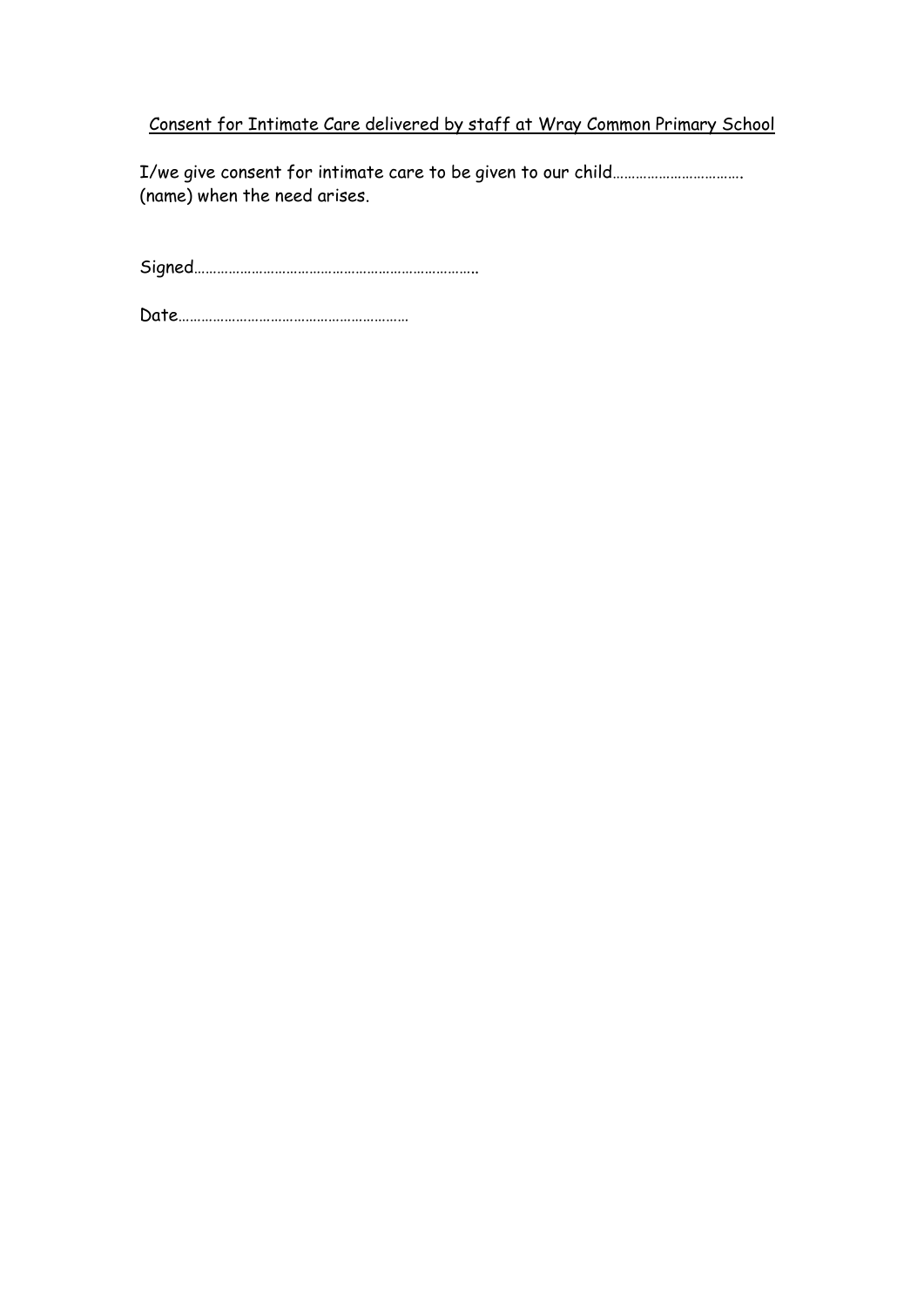Consent for Intimate Care delivered by staff at Wray Common Primary School

I/we give consent for intimate care to be given to our child……………………………. (name) when the need arises.

Signed………………………………………………………………..

Date……………………………………………………